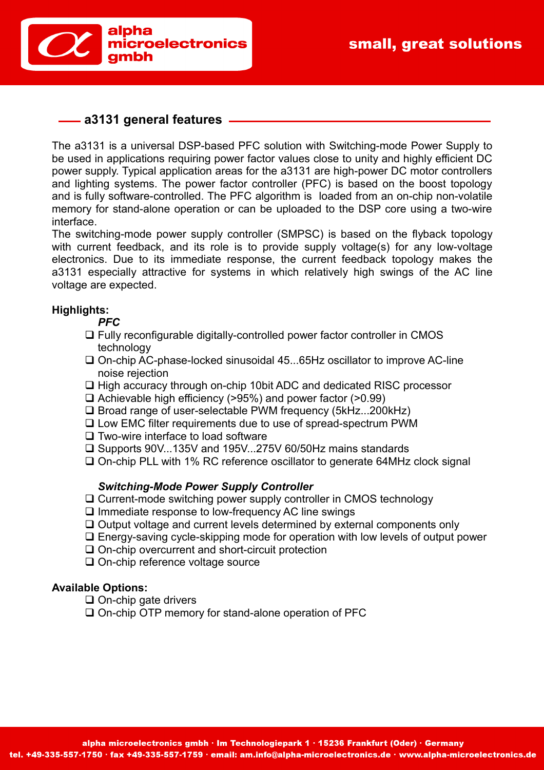alpha microelectronics gmbh

small, great solutions

## a3131 general features

The a3131 is a universal DSP-based PFC solution with Switching-mode Power Supply to be used in applications requiring power factor values close to unity and highly efficient DC power supply. Typical application areas for the a3131 are high-power DC motor controllers and lighting systems. The power factor controller (PFC) is based on the boost topology and is fully software-controlled. The PFC algorithm is loaded from an on-chip non-volatile memory for stand-alone operation or can be uploaded to the DSP core using a two-wire interface.

The switching-mode power supply controller (SMPSC) is based on the flyback topology with current feedback, and its role is to provide supply voltage(s) for any low-voltage electronics. Due to its immediate response, the current feedback topology makes the a3131 especially attractive for systems in which relatively high swings of the AC line voltage are expected.

**Highlights:**

***PFC***

- Fully reconfigurable digitally-controlled power factor controller in CMOS technology
- On-chip AC-phase-locked sinusoidal 45...65Hz oscillator to improve AC-line noise rejection
- High accuracy through on-chip 10bit ADC and dedicated RISC processor
- Achievable high efficiency (>95%) and power factor (>0.99)
- Broad range of user-selectable PWM frequency (5kHz...200kHz)
- Low EMC filter requirements due to use of spread-spectrum PWM
- Two-wire interface to load software
- Supports 90V...135V and 195V...275V 60/50Hz mains standards
- On-chip PLL with 1% RC reference oscillator to generate 64MHz clock signal

***Switching-Mode Power Supply Controller***

- Current-mode switching power supply controller in CMOS technology
- Immediate response to low-frequency AC line swings
- Output voltage and current levels determined by external components only
- Energy-saving cycle-skipping mode for operation with low levels of output power
- On-chip overcurrent and short-circuit protection
- On-chip reference voltage source

**Available Options:**

- On-chip gate drivers
- On-chip OTP memory for stand-alone operation of PFC

alpha microelectronics gmbh · Im Technologiepark 1 · 15236 Frankfurt (Oder) · Germany
tel. +49-335-557-1750 · fax +49-335-557-1759 · email: am.info@alpha-microelectronics.de · www.alpha-microelectronics.de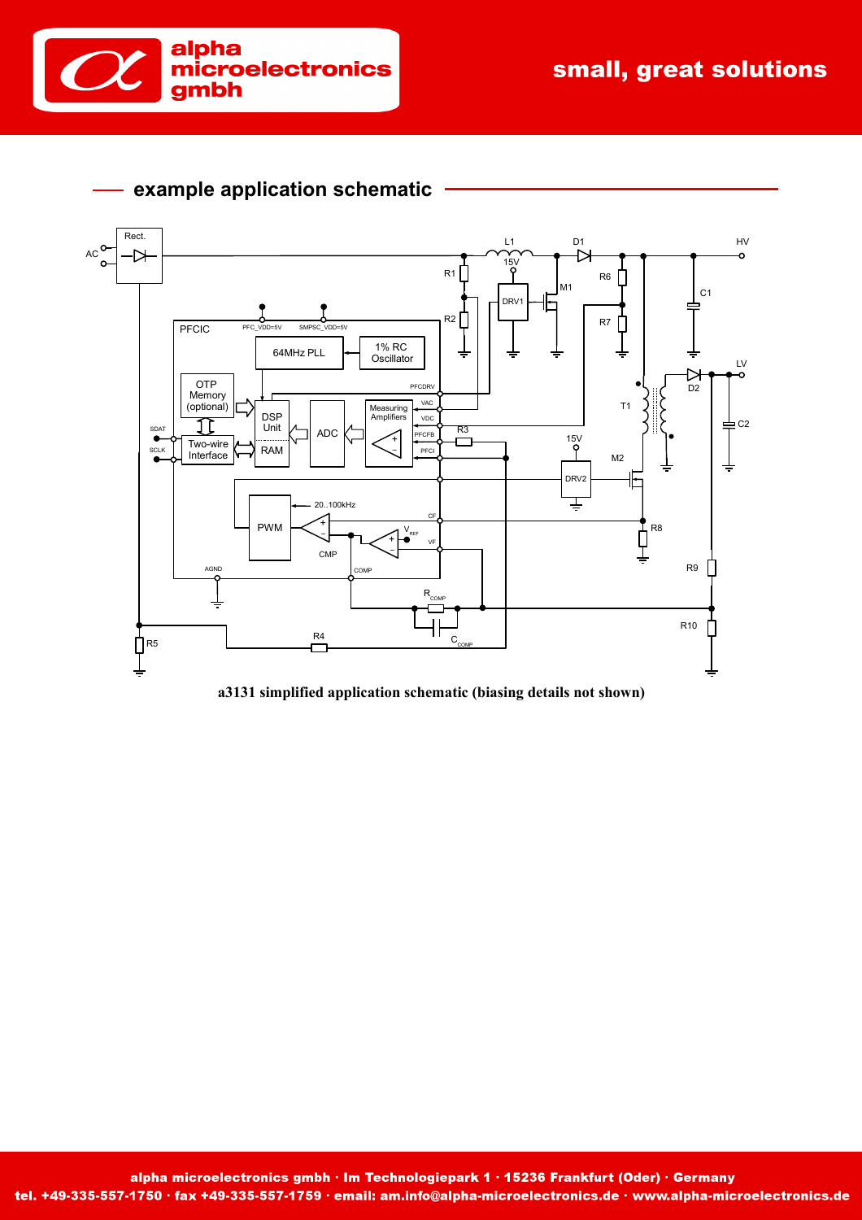## example application schematic

AC
Rect.
L1
D1
HV
15V
R1
R6
M1
DRV1
C1
R2
R7
PFCIC
PFC_VDD=5V
SMPSC_VDD=5V
64MHz PLL
1% RC Oscillator
LV
D2
OTP Memory (optional)
PFCDRV
T1
Measuring Amplifiers
VAC
DSP Unit
C2
VDC
SDAT
ADC
R3
PFCFB
Two-wire Interface
RAM
15V
SCLK
PFCI
M2
DRV2
20..100kHz
CF
PWM
R8
$V_{REF}$
VF
CMP
R9
AGND
COMP
$R_{COMP}$
R10
R4
$C_{COMP}$
R5

**a3131 simplified application schematic (biasing details not shown)**